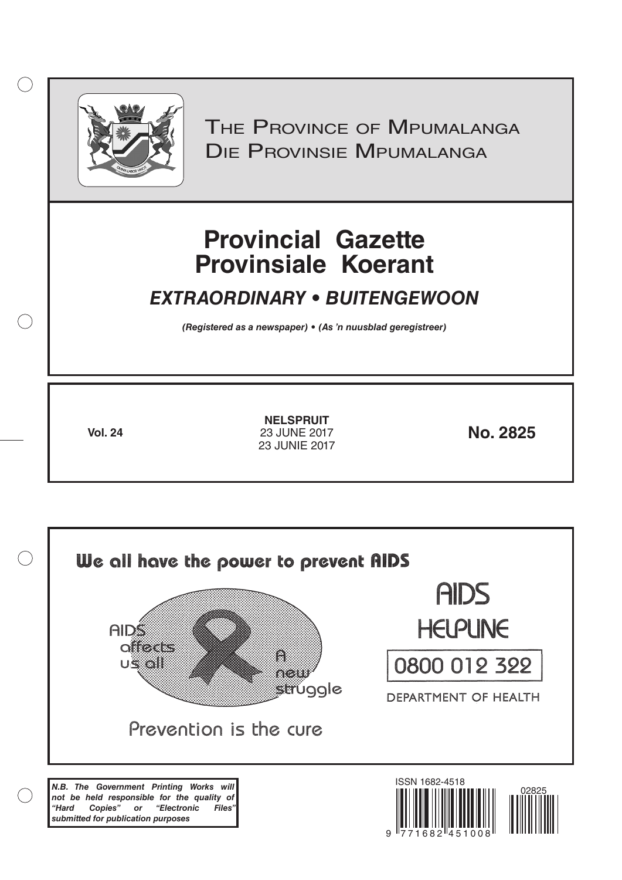# The Province of Mpumalanga
# Die Provinsie Mpumalanga

# Provincial Gazette
# Provinsiale Koerant

## *EXTRAORDINARY • BUITENGEWOON*

***(Registered as a newspaper) • (As 'n nuusblad geregistreer)***

**Vol. 24**

**NELSPRUIT**
23 JUNE 2017
23 JUNIE 2017

**No. 2825**

**We all have the power to prevent AIDS**

AIDS affects us all

A new struggle

Prevention is the cure

AIDS HELPLINE

0800 012 322

DEPARTMENT OF HEALTH

***N.B. The Government Printing Works will not be held responsible for the quality of "Hard Copies" or "Electronic Files" submitted for publication purposes***

ISSN 1682-4518

02825

9 771682 451008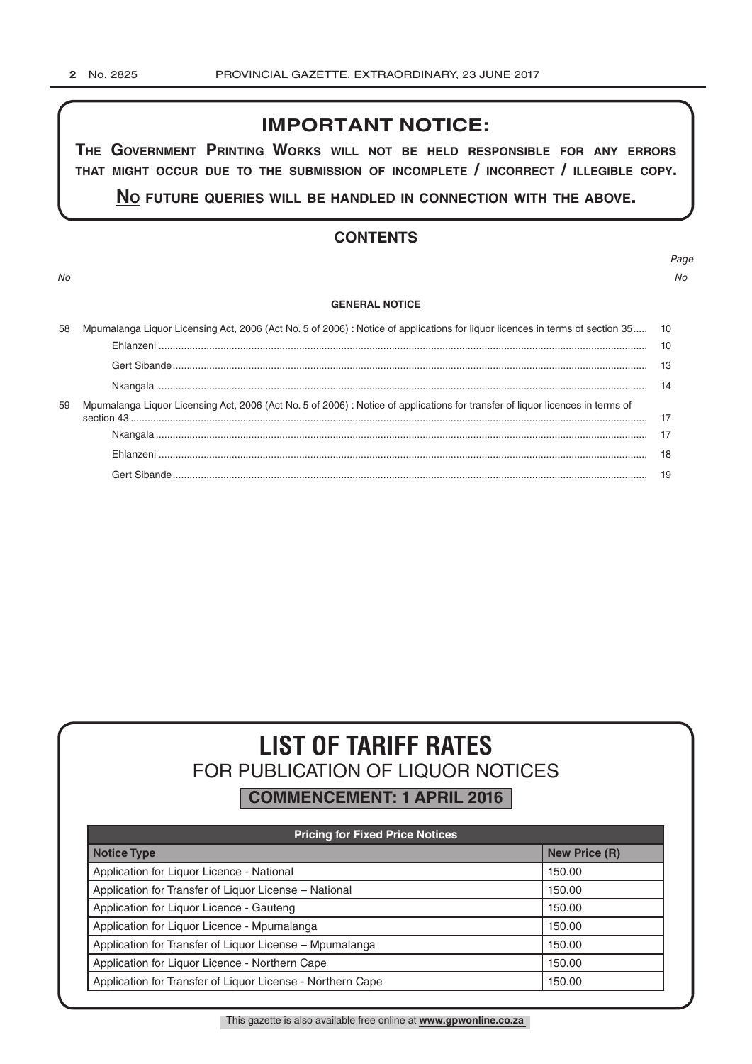## IMPORTANT NOTICE:

**THE GOVERNMENT PRINTING WORKS WILL NOT BE HELD RESPONSIBLE FOR ANY ERRORS THAT MIGHT OCCUR DUE TO THE SUBMISSION OF INCOMPLETE / INCORRECT / ILLEGIBLE COPY.**

**NO FUTURE QUERIES WILL BE HANDLED IN CONNECTION WITH THE ABOVE.**

## CONTENTS

| No | | Page No |
|---|---|---|
| | **GENERAL NOTICE** | |
| 58 | Mpumalanga Liquor Licensing Act, 2006 (Act No. 5 of 2006) : Notice of applications for liquor licences in terms of section 35 | 10 |
| | Ehlanzeni | 10 |
| | Gert Sibande | 13 |
| | Nkangala | 14 |
| 59 | Mpumalanga Liquor Licensing Act, 2006 (Act No. 5 of 2006) : Notice of applications for transfer of liquor licences in terms of section 43 | 17 |
| | Nkangala | 17 |
| | Ehlanzeni | 18 |
| | Gert Sibande | 19 |

# LIST OF TARIFF RATES

## FOR PUBLICATION OF LIQUOR NOTICES

**COMMENCEMENT: 1 APRIL 2016**

| Pricing for Fixed Price Notices | |
|---|---|
| **Notice Type** | **New Price (R)** |
| Application for Liquor Licence - National | 150.00 |
| Application for Transfer of Liquor License – National | 150.00 |
| Application for Liquor Licence - Gauteng | 150.00 |
| Application for Liquor Licence - Mpumalanga | 150.00 |
| Application for Transfer of Liquor License – Mpumalanga | 150.00 |
| Application for Liquor Licence - Northern Cape | 150.00 |
| Application for Transfer of Liquor License - Northern Cape | 150.00 |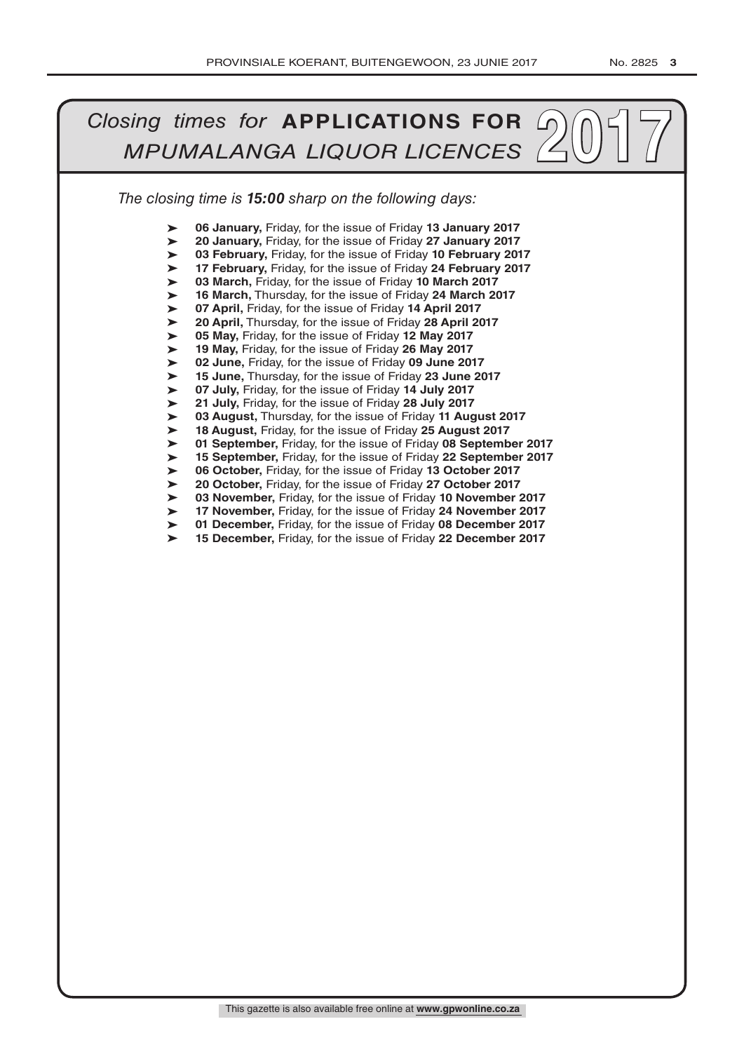# *Closing times for* **APPLICATIONS FOR** *MPUMALANGA LIQUOR LICENCES* 2017

*The closing time is **15:00** sharp on the following days:*

- **06 January,** Friday, for the issue of Friday **13 January 2017**
- **20 January,** Friday, for the issue of Friday **27 January 2017**
- **03 February,** Friday, for the issue of Friday **10 February 2017**
- **17 February,** Friday, for the issue of Friday **24 February 2017**
- **03 March,** Friday, for the issue of Friday **10 March 2017**
- **16 March,** Thursday, for the issue of Friday **24 March 2017**
- **07 April,** Friday, for the issue of Friday **14 April 2017**
- **20 April,** Thursday, for the issue of Friday **28 April 2017**
- **05 May,** Friday, for the issue of Friday **12 May 2017**
- **19 May,** Friday, for the issue of Friday **26 May 2017**
- **02 June,** Friday, for the issue of Friday **09 June 2017**
- **15 June,** Thursday, for the issue of Friday **23 June 2017**
- **07 July,** Friday, for the issue of Friday **14 July 2017**
- **21 July,** Friday, for the issue of Friday **28 July 2017**
- **03 August,** Thursday, for the issue of Friday **11 August 2017**
- **18 August,** Friday, for the issue of Friday **25 August 2017**
- **01 September,** Friday, for the issue of Friday **08 September 2017**
- **15 September,** Friday, for the issue of Friday **22 September 2017**
- **06 October,** Friday, for the issue of Friday **13 October 2017**
- **20 October,** Friday, for the issue of Friday **27 October 2017**
- **03 November,** Friday, for the issue of Friday **10 November 2017**
- **17 November,** Friday, for the issue of Friday **24 November 2017**
- **01 December,** Friday, for the issue of Friday **08 December 2017**
- **15 December,** Friday, for the issue of Friday **22 December 2017**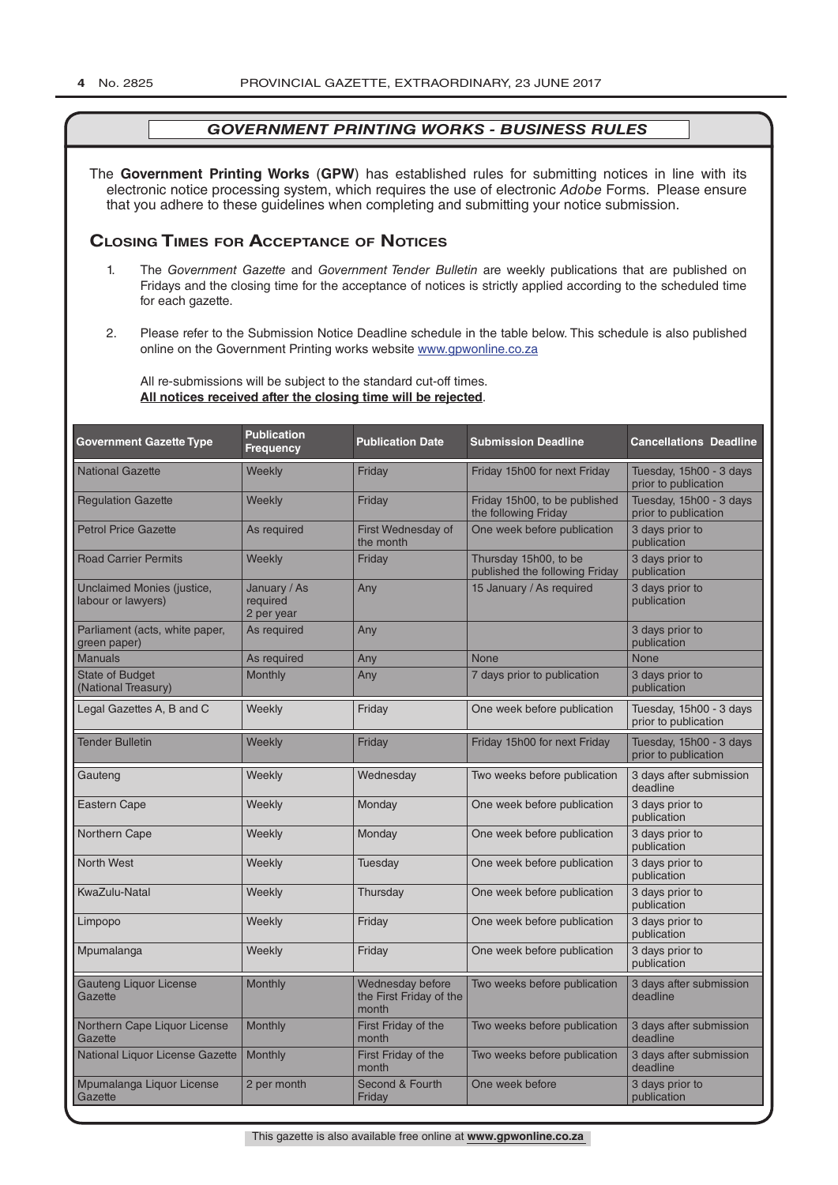## *GOVERNMENT PRINTING WORKS - BUSINESS RULES*

The **Government Printing Works** (**GPW**) has established rules for submitting notices in line with its electronic notice processing system, which requires the use of electronic *Adobe* Forms. Please ensure that you adhere to these guidelines when completing and submitting your notice submission.

### Closing Times for Acceptance of Notices

1. The *Government Gazette* and *Government Tender Bulletin* are weekly publications that are published on Fridays and the closing time for the acceptance of notices is strictly applied according to the scheduled time for each gazette.

2. Please refer to the Submission Notice Deadline schedule in the table below. This schedule is also published online on the Government Printing works website www.gpwonline.co.za

   All re-submissions will be subject to the standard cut-off times.
   **All notices received after the closing time will be rejected**.

| Government Gazette Type | Publication Frequency | Publication Date | Submission Deadline | Cancellations Deadline |
|---|---|---|---|---|
| National Gazette | Weekly | Friday | Friday 15h00 for next Friday | Tuesday, 15h00 - 3 days prior to publication |
| Regulation Gazette | Weekly | Friday | Friday 15h00, to be published the following Friday | Tuesday, 15h00 - 3 days prior to publication |
| Petrol Price Gazette | As required | First Wednesday of the month | One week before publication | 3 days prior to publication |
| Road Carrier Permits | Weekly | Friday | Thursday 15h00, to be published the following Friday | 3 days prior to publication |
| Unclaimed Monies (justice, labour or lawyers) | January / As required 2 per year | Any | 15 January / As required | 3 days prior to publication |
| Parliament (acts, white paper, green paper) | As required | Any | | 3 days prior to publication |
| Manuals | As required | Any | None | None |
| State of Budget (National Treasury) | Monthly | Any | 7 days prior to publication | 3 days prior to publication |
| Legal Gazettes A, B and C | Weekly | Friday | One week before publication | Tuesday, 15h00 - 3 days prior to publication |
| Tender Bulletin | Weekly | Friday | Friday 15h00 for next Friday | Tuesday, 15h00 - 3 days prior to publication |
| Gauteng | Weekly | Wednesday | Two weeks before publication | 3 days after submission deadline |
| Eastern Cape | Weekly | Monday | One week before publication | 3 days prior to publication |
| Northern Cape | Weekly | Monday | One week before publication | 3 days prior to publication |
| North West | Weekly | Tuesday | One week before publication | 3 days prior to publication |
| KwaZulu-Natal | Weekly | Thursday | One week before publication | 3 days prior to publication |
| Limpopo | Weekly | Friday | One week before publication | 3 days prior to publication |
| Mpumalanga | Weekly | Friday | One week before publication | 3 days prior to publication |
| Gauteng Liquor License Gazette | Monthly | Wednesday before the First Friday of the month | Two weeks before publication | 3 days after submission deadline |
| Northern Cape Liquor License Gazette | Monthly | First Friday of the month | Two weeks before publication | 3 days after submission deadline |
| National Liquor License Gazette | Monthly | First Friday of the month | Two weeks before publication | 3 days after submission deadline |
| Mpumalanga Liquor License Gazette | 2 per month | Second & Fourth Friday | One week before | 3 days prior to publication |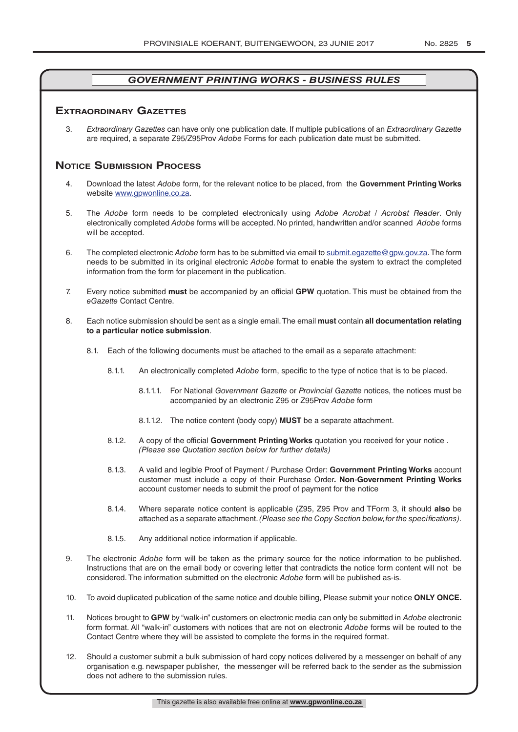## *GOVERNMENT PRINTING WORKS - BUSINESS RULES*

### Extraordinary Gazettes

3. *Extraordinary Gazettes* can have only one publication date. If multiple publications of an *Extraordinary Gazette* are required, a separate Z95/Z95Prov *Adobe* Forms for each publication date must be submitted.

### Notice Submission Process

4. Download the latest *Adobe* form, for the relevant notice to be placed, from the **Government Printing Works** website www.gpwonline.co.za.

5. The *Adobe* form needs to be completed electronically using *Adobe Acrobat* / *Acrobat Reader*. Only electronically completed *Adobe* forms will be accepted. No printed, handwritten and/or scanned *Adobe* forms will be accepted.

6. The completed electronic *Adobe* form has to be submitted via email to submit.egazette@gpw.gov.za. The form needs to be submitted in its original electronic *Adobe* format to enable the system to extract the completed information from the form for placement in the publication.

7. Every notice submitted **must** be accompanied by an official **GPW** quotation. This must be obtained from the *eGazette* Contact Centre.

8. Each notice submission should be sent as a single email. The email **must** contain **all documentation relating to a particular notice submission**.

    8.1. Each of the following documents must be attached to the email as a separate attachment:

    8.1.1. An electronically completed *Adobe* form, specific to the type of notice that is to be placed.

    8.1.1.1. For National *Government Gazette* or *Provincial Gazette* notices, the notices must be accompanied by an electronic Z95 or Z95Prov *Adobe* form

    8.1.1.2. The notice content (body copy) **MUST** be a separate attachment.

    8.1.2. A copy of the official **Government Printing Works** quotation you received for your notice . *(Please see Quotation section below for further details)*

    8.1.3. A valid and legible Proof of Payment / Purchase Order: **Government Printing Works** account customer must include a copy of their Purchase Order**. Non**-**Government Printing Works** account customer needs to submit the proof of payment for the notice

    8.1.4. Where separate notice content is applicable (Z95, Z95 Prov and TForm 3, it should **also** be attached as a separate attachment. *(Please see the Copy Section below, for the specifications)*.

    8.1.5. Any additional notice information if applicable.

9. The electronic *Adobe* form will be taken as the primary source for the notice information to be published. Instructions that are on the email body or covering letter that contradicts the notice form content will not be considered. The information submitted on the electronic *Adobe* form will be published as-is.

10. To avoid duplicated publication of the same notice and double billing, Please submit your notice **ONLY ONCE.**

11. Notices brought to **GPW** by "walk-in" customers on electronic media can only be submitted in *Adobe* electronic form format. All "walk-in" customers with notices that are not on electronic *Adobe* forms will be routed to the Contact Centre where they will be assisted to complete the forms in the required format.

12. Should a customer submit a bulk submission of hard copy notices delivered by a messenger on behalf of any organisation e.g. newspaper publisher, the messenger will be referred back to the sender as the submission does not adhere to the submission rules.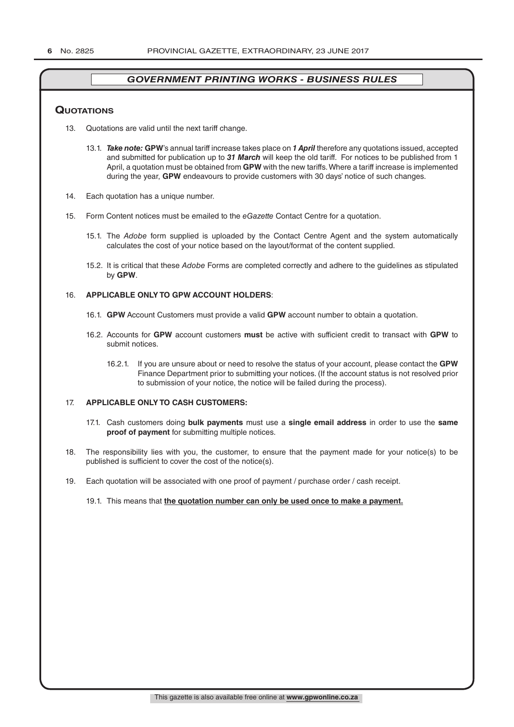## *GOVERNMENT PRINTING WORKS - BUSINESS RULES*

### Quotations

13. Quotations are valid until the next tariff change.

    13.1. ***Take note:*** **GPW**'s annual tariff increase takes place on ***1 April*** therefore any quotations issued, accepted and submitted for publication up to ***31 March*** will keep the old tariff. For notices to be published from 1 April, a quotation must be obtained from **GPW** with the new tariffs. Where a tariff increase is implemented during the year, **GPW** endeavours to provide customers with 30 days' notice of such changes.

14. Each quotation has a unique number.

15. Form Content notices must be emailed to the *eGazette* Contact Centre for a quotation.

    15.1. The *Adobe* form supplied is uploaded by the Contact Centre Agent and the system automatically calculates the cost of your notice based on the layout/format of the content supplied.

    15.2. It is critical that these *Adobe* Forms are completed correctly and adhere to the guidelines as stipulated by **GPW**.

16. **APPLICABLE ONLY TO GPW ACCOUNT HOLDERS**:

    16.1. **GPW** Account Customers must provide a valid **GPW** account number to obtain a quotation.

    16.2. Accounts for **GPW** account customers **must** be active with sufficient credit to transact with **GPW** to submit notices.

    16.2.1. If you are unsure about or need to resolve the status of your account, please contact the **GPW** Finance Department prior to submitting your notices. (If the account status is not resolved prior to submission of your notice, the notice will be failed during the process).

17. **APPLICABLE ONLY TO CASH CUSTOMERS:**

    17.1. Cash customers doing **bulk payments** must use a **single email address** in order to use the **same proof of payment** for submitting multiple notices.

18. The responsibility lies with you, the customer, to ensure that the payment made for your notice(s) to be published is sufficient to cover the cost of the notice(s).

19. Each quotation will be associated with one proof of payment / purchase order / cash receipt.

    19.1. This means that **the quotation number can only be used once to make a payment.**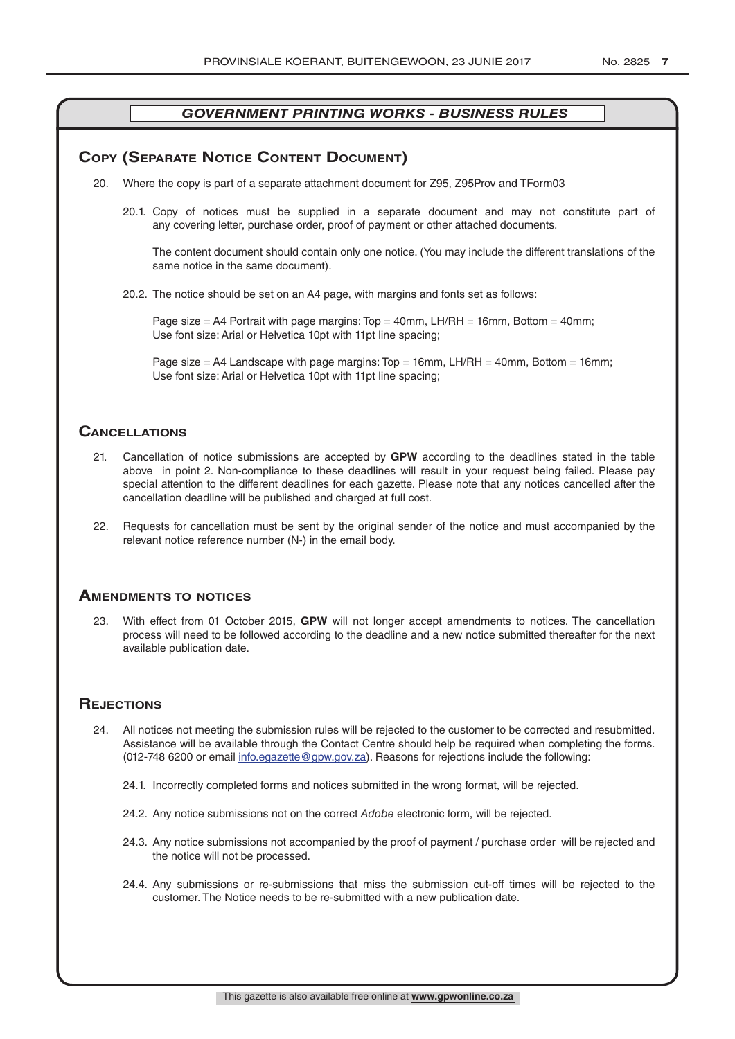## *GOVERNMENT PRINTING WORKS - BUSINESS RULES*

### Copy (Separate Notice Content Document)

20. Where the copy is part of a separate attachment document for Z95, Z95Prov and TForm03

    20.1. Copy of notices must be supplied in a separate document and may not constitute part of any covering letter, purchase order, proof of payment or other attached documents.

    The content document should contain only one notice. (You may include the different translations of the same notice in the same document).

    20.2. The notice should be set on an A4 page, with margins and fonts set as follows:

    Page size = A4 Portrait with page margins: Top = 40mm, LH/RH = 16mm, Bottom = 40mm; Use font size: Arial or Helvetica 10pt with 11pt line spacing;

    Page size = A4 Landscape with page margins: Top = 16mm, LH/RH = 40mm, Bottom = 16mm; Use font size: Arial or Helvetica 10pt with 11pt line spacing;

### Cancellations

21. Cancellation of notice submissions are accepted by **GPW** according to the deadlines stated in the table above in point 2. Non-compliance to these deadlines will result in your request being failed. Please pay special attention to the different deadlines for each gazette. Please note that any notices cancelled after the cancellation deadline will be published and charged at full cost.

22. Requests for cancellation must be sent by the original sender of the notice and must accompanied by the relevant notice reference number (N-) in the email body.

### Amendments to notices

23. With effect from 01 October 2015, **GPW** will not longer accept amendments to notices. The cancellation process will need to be followed according to the deadline and a new notice submitted thereafter for the next available publication date.

### Rejections

24. All notices not meeting the submission rules will be rejected to the customer to be corrected and resubmitted. Assistance will be available through the Contact Centre should help be required when completing the forms. (012-748 6200 or email info.egazette@gpw.gov.za). Reasons for rejections include the following:

    24.1. Incorrectly completed forms and notices submitted in the wrong format, will be rejected.

    24.2. Any notice submissions not on the correct *Adobe* electronic form, will be rejected.

    24.3. Any notice submissions not accompanied by the proof of payment / purchase order will be rejected and the notice will not be processed.

    24.4. Any submissions or re-submissions that miss the submission cut-off times will be rejected to the customer. The Notice needs to be re-submitted with a new publication date.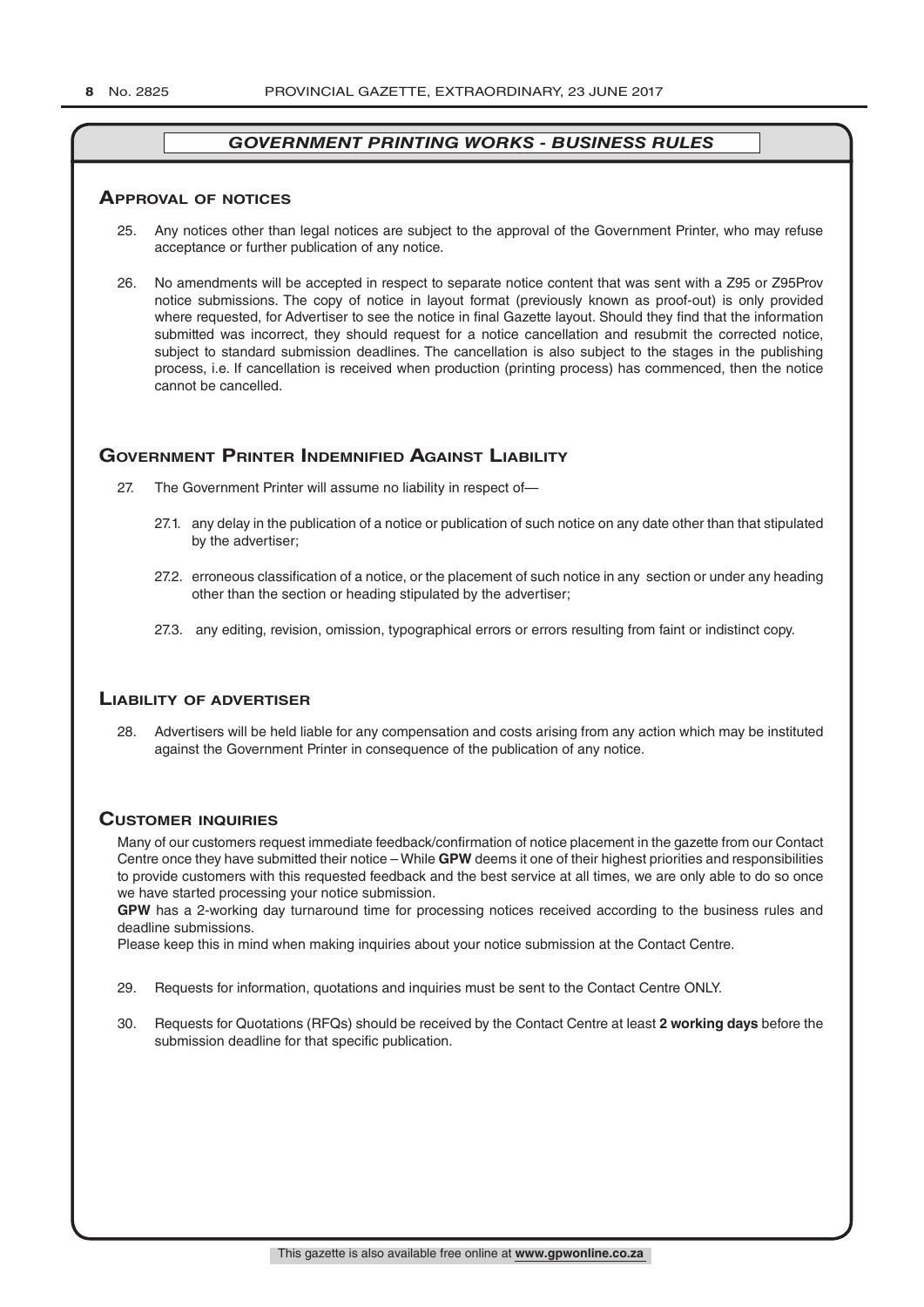## *GOVERNMENT PRINTING WORKS - BUSINESS RULES*

### Approval of notices

25. Any notices other than legal notices are subject to the approval of the Government Printer, who may refuse acceptance or further publication of any notice.

26. No amendments will be accepted in respect to separate notice content that was sent with a Z95 or Z95Prov notice submissions. The copy of notice in layout format (previously known as proof-out) is only provided where requested, for Advertiser to see the notice in final Gazette layout. Should they find that the information submitted was incorrect, they should request for a notice cancellation and resubmit the corrected notice, subject to standard submission deadlines. The cancellation is also subject to the stages in the publishing process, i.e. If cancellation is received when production (printing process) has commenced, then the notice cannot be cancelled.

### Government Printer Indemnified Against Liability

27. The Government Printer will assume no liability in respect of—

    27.1. any delay in the publication of a notice or publication of such notice on any date other than that stipulated by the advertiser;

    27.2. erroneous classification of a notice, or the placement of such notice in any section or under any heading other than the section or heading stipulated by the advertiser;

    27.3. any editing, revision, omission, typographical errors or errors resulting from faint or indistinct copy.

### Liability of advertiser

28. Advertisers will be held liable for any compensation and costs arising from any action which may be instituted against the Government Printer in consequence of the publication of any notice.

### Customer inquiries

Many of our customers request immediate feedback/confirmation of notice placement in the gazette from our Contact Centre once they have submitted their notice – While **GPW** deems it one of their highest priorities and responsibilities to provide customers with this requested feedback and the best service at all times, we are only able to do so once we have started processing your notice submission.

**GPW** has a 2-working day turnaround time for processing notices received according to the business rules and deadline submissions.

Please keep this in mind when making inquiries about your notice submission at the Contact Centre.

29. Requests for information, quotations and inquiries must be sent to the Contact Centre ONLY.

30. Requests for Quotations (RFQs) should be received by the Contact Centre at least **2 working days** before the submission deadline for that specific publication.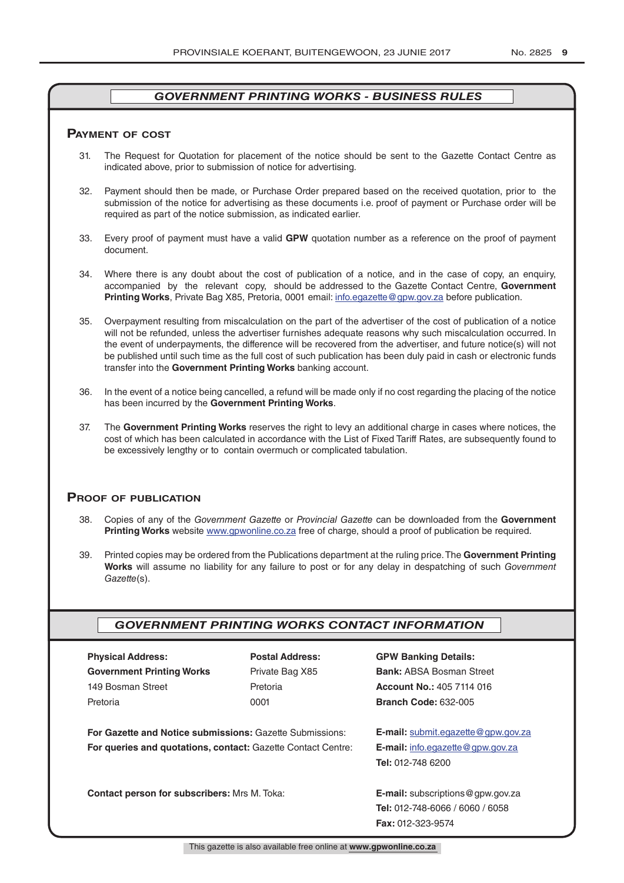## *GOVERNMENT PRINTING WORKS - BUSINESS RULES*

### Payment of cost

31. The Request for Quotation for placement of the notice should be sent to the Gazette Contact Centre as indicated above, prior to submission of notice for advertising.

32. Payment should then be made, or Purchase Order prepared based on the received quotation, prior to the submission of the notice for advertising as these documents i.e. proof of payment or Purchase order will be required as part of the notice submission, as indicated earlier.

33. Every proof of payment must have a valid **GPW** quotation number as a reference on the proof of payment document.

34. Where there is any doubt about the cost of publication of a notice, and in the case of copy, an enquiry, accompanied by the relevant copy, should be addressed to the Gazette Contact Centre, **Government Printing Works**, Private Bag X85, Pretoria, 0001 email: info.egazette@gpw.gov.za before publication.

35. Overpayment resulting from miscalculation on the part of the advertiser of the cost of publication of a notice will not be refunded, unless the advertiser furnishes adequate reasons why such miscalculation occurred. In the event of underpayments, the difference will be recovered from the advertiser, and future notice(s) will not be published until such time as the full cost of such publication has been duly paid in cash or electronic funds transfer into the **Government Printing Works** banking account.

36. In the event of a notice being cancelled, a refund will be made only if no cost regarding the placing of the notice has been incurred by the **Government Printing Works**.

37. The **Government Printing Works** reserves the right to levy an additional charge in cases where notices, the cost of which has been calculated in accordance with the List of Fixed Tariff Rates, are subsequently found to be excessively lengthy or to contain overmuch or complicated tabulation.

### Proof of publication

38. Copies of any of the *Government Gazette* or *Provincial Gazette* can be downloaded from the **Government Printing Works** website www.gpwonline.co.za free of charge, should a proof of publication be required.

39. Printed copies may be ordered from the Publications department at the ruling price. The **Government Printing Works** will assume no liability for any failure to post or for any delay in despatching of such *Government Gazette*(s).

## *GOVERNMENT PRINTING WORKS CONTACT INFORMATION*

**Physical Address:**
**Government Printing Works**
149 Bosman Street
Pretoria

**Postal Address:**
Private Bag X85
Pretoria
0001

**GPW Banking Details:**
**Bank:** ABSA Bosman Street
**Account No.:** 405 7114 016
**Branch Code:** 632-005

**For Gazette and Notice submissions:** Gazette Submissions: **E-mail:** submit.egazette@gpw.gov.za
**For queries and quotations, contact:** Gazette Contact Centre: **E-mail:** info.egazette@gpw.gov.za
**Tel:** 012-748 6200

**Contact person for subscribers:** Mrs M. Toka: **E-mail:** subscriptions@gpw.gov.za
**Tel:** 012-748-6066 / 6060 / 6058
**Fax:** 012-323-9574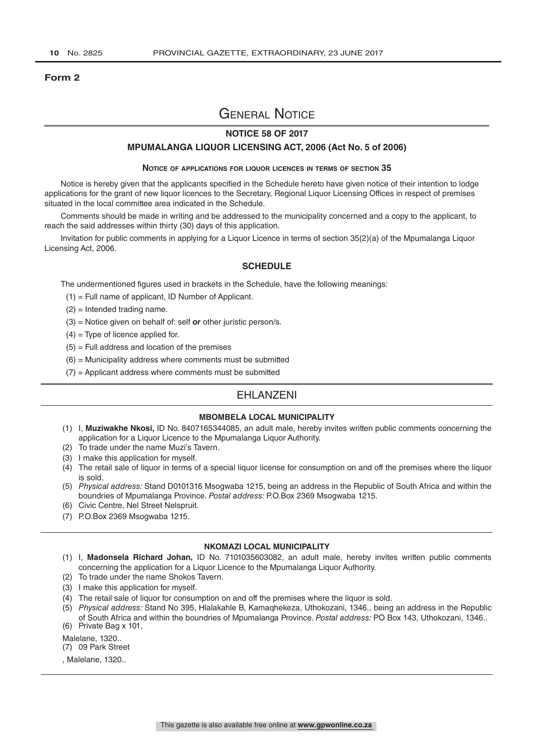**Form 2**

# General Notice

## NOTICE 58 OF 2017

## MPUMALANGA LIQUOR LICENSING ACT, 2006 (Act No. 5 of 2006)

### Notice of applications for liquor licences in terms of section 35

Notice is hereby given that the applicants specified in the Schedule hereto have given notice of their intention to lodge applications for the grant of new liquor licences to the Secretary, Regional Liquor Licensing Offices in respect of premises situated in the local committee area indicated in the Schedule.

Comments should be made in writing and be addressed to the municipality concerned and a copy to the applicant, to reach the said addresses within thirty (30) days of this application.

Invitation for public comments in applying for a Liquor Licence in terms of section 35(2)(a) of the Mpumalanga Liquor Licensing Act, 2006.

## SCHEDULE

The undermentioned figures used in brackets in the Schedule, have the following meanings:

(1) = Full name of applicant, ID Number of Applicant.

(2) = Intended trading name.

(3) = Notice given on behalf of: self ***or*** other juristic person/s.

(4) = Type of licence applied for.

(5) = Full address and location of the premises

(6) = Municipality address where comments must be submitted

(7) = Applicant address where comments must be submitted

## EHLANZENI

### MBOMBELA LOCAL MUNICIPALITY

(1) I, **Muziwakhe Nkosi,** ID No. 8407165344085, an adult male, hereby invites written public comments concerning the application for a Liquor Licence to the Mpumalanga Liquor Authority.

(2) To trade under the name Muzi's Tavern.

(3) I make this application for myself.

(4) The retail sale of liquor in terms of a special liquor license for consumption on and off the premises where the liquor is sold.

(5) *Physical address:* Stand D0101316 Msogwaba 1215, being an address in the Republic of South Africa and within the boundries of Mpumalanga Province. *Postal address:* P.O.Box 2369 Msogwaba 1215.

(6) Civic Centre, Nel Street Nelspruit.

(7) P.O.Box 2369 Msogwaba 1215.

### NKOMAZI LOCAL MUNICIPALITY

(1) I, **Madonsela Richard Johan,** ID No. 7101035603082, an adult male, hereby invites written public comments concerning the application for a Liquor Licence to the Mpumalanga Liquor Authority.

(2) To trade under the name Shokos Tavern.

(3) I make this application for myself.

(4) The retail sale of liquor for consumption on and off the premises where the liquor is sold.

(5) *Physical address:* Stand No 395, Hlalakahle B, Kamaqhekeza, Uthokozani, 1346., being an address in the Republic of South Africa and within the boundries of Mpumalanga Province. *Postal address:* PO Box 143, Uthokozani, 1346..

(6) Private Bag x 101,

Malelane, 1320..

(7) 09 Park Street

, Malelane, 1320..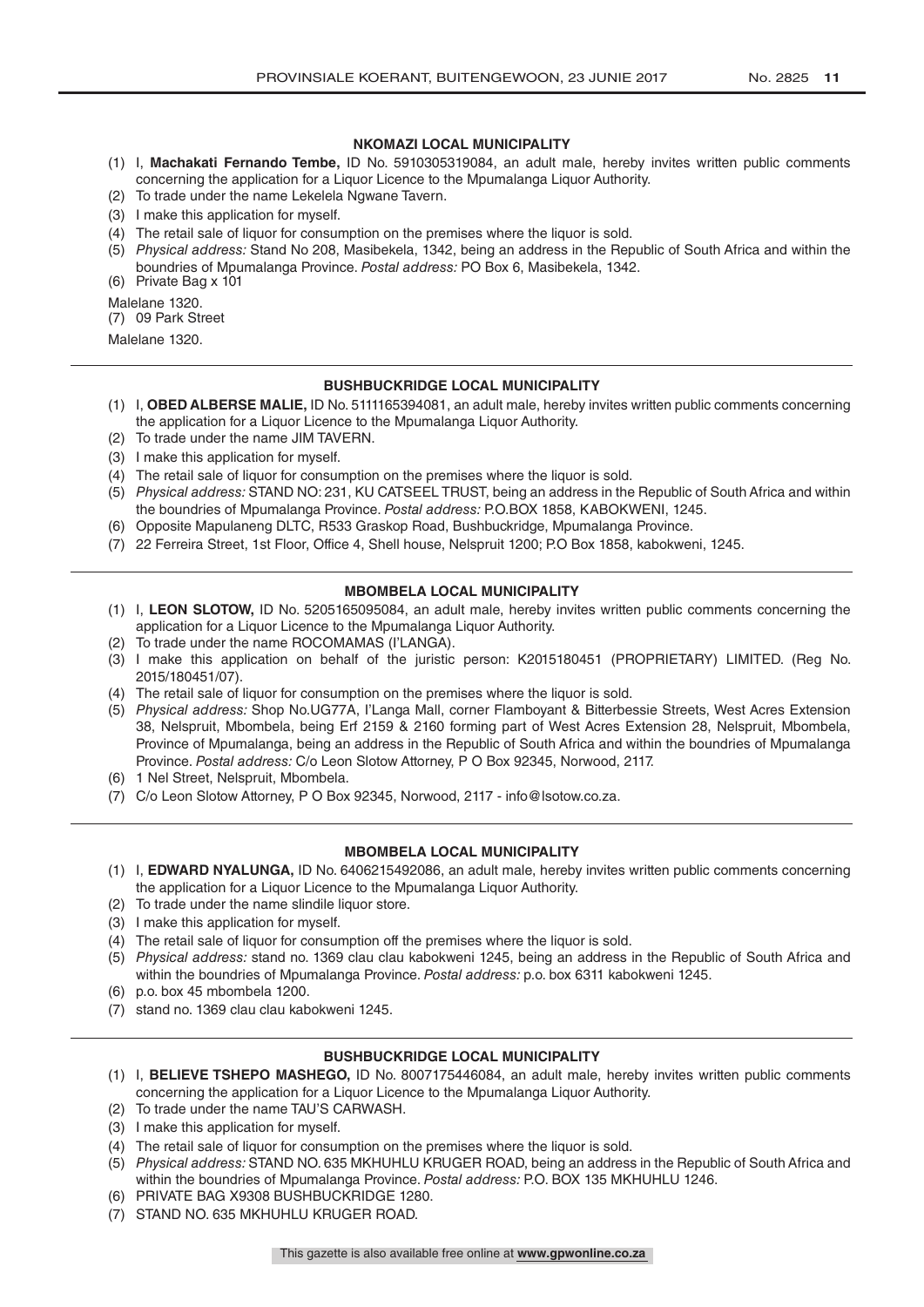### NKOMAZI LOCAL MUNICIPALITY

(1) I, **Machakati Fernando Tembe,** ID No. 5910305319084, an adult male, hereby invites written public comments concerning the application for a Liquor Licence to the Mpumalanga Liquor Authority.
(2) To trade under the name Lekelela Ngwane Tavern.
(3) I make this application for myself.
(4) The retail sale of liquor for consumption on the premises where the liquor is sold.
(5) *Physical address:* Stand No 208, Masibekela, 1342, being an address in the Republic of South Africa and within the boundries of Mpumalanga Province. *Postal address:* PO Box 6, Masibekela, 1342.
(6) Private Bag x 101

Malelane 1320.
(7) 09 Park Street

Malelane 1320.

---

### BUSHBUCKRIDGE LOCAL MUNICIPALITY

(1) I, **OBED ALBERSE MALIE,** ID No. 5111165394081, an adult male, hereby invites written public comments concerning the application for a Liquor Licence to the Mpumalanga Liquor Authority.
(2) To trade under the name JIM TAVERN.
(3) I make this application for myself.
(4) The retail sale of liquor for consumption on the premises where the liquor is sold.
(5) *Physical address:* STAND NO: 231, KU CATSEEL TRUST, being an address in the Republic of South Africa and within the boundries of Mpumalanga Province. *Postal address:* P.O.BOX 1858, KABOKWENI, 1245.
(6) Opposite Mapulaneng DLTC, R533 Graskop Road, Bushbuckridge, Mpumalanga Province.
(7) 22 Ferreira Street, 1st Floor, Office 4, Shell house, Nelspruit 1200; P.O Box 1858, kabokweni, 1245.

---

### MBOMBELA LOCAL MUNICIPALITY

(1) I, **LEON SLOTOW,** ID No. 5205165095084, an adult male, hereby invites written public comments concerning the application for a Liquor Licence to the Mpumalanga Liquor Authority.
(2) To trade under the name ROCOMAMAS (I'LANGA).
(3) I make this application on behalf of the juristic person: K2015180451 (PROPRIETARY) LIMITED. (Reg No. 2015/180451/07).
(4) The retail sale of liquor for consumption on the premises where the liquor is sold.
(5) *Physical address:* Shop No.UG77A, I'Langa Mall, corner Flamboyant & Bitterbessie Streets, West Acres Extension 38, Nelspruit, Mbombela, being Erf 2159 & 2160 forming part of West Acres Extension 28, Nelspruit, Mbombela, Province of Mpumalanga, being an address in the Republic of South Africa and within the boundries of Mpumalanga Province. *Postal address:* C/o Leon Slotow Attorney, P O Box 92345, Norwood, 2117.
(6) 1 Nel Street, Nelspruit, Mbombela.
(7) C/o Leon Slotow Attorney, P O Box 92345, Norwood, 2117 - info@lsotow.co.za.

---

### MBOMBELA LOCAL MUNICIPALITY

(1) I, **EDWARD NYALUNGA,** ID No. 6406215492086, an adult male, hereby invites written public comments concerning the application for a Liquor Licence to the Mpumalanga Liquor Authority.
(2) To trade under the name slindile liquor store.
(3) I make this application for myself.
(4) The retail sale of liquor for consumption off the premises where the liquor is sold.
(5) *Physical address:* stand no. 1369 clau clau kabokweni 1245, being an address in the Republic of South Africa and within the boundries of Mpumalanga Province. *Postal address:* p.o. box 6311 kabokweni 1245.
(6) p.o. box 45 mbombela 1200.
(7) stand no. 1369 clau clau kabokweni 1245.

---

### BUSHBUCKRIDGE LOCAL MUNICIPALITY

(1) I, **BELIEVE TSHEPO MASHEGO,** ID No. 8007175446084, an adult male, hereby invites written public comments concerning the application for a Liquor Licence to the Mpumalanga Liquor Authority.
(2) To trade under the name TAU'S CARWASH.
(3) I make this application for myself.
(4) The retail sale of liquor for consumption on the premises where the liquor is sold.
(5) *Physical address:* STAND NO. 635 MKHUHLU KRUGER ROAD, being an address in the Republic of South Africa and within the boundries of Mpumalanga Province. *Postal address:* P.O. BOX 135 MKHUHLU 1246.
(6) PRIVATE BAG X9308 BUSHBUCKRIDGE 1280.
(7) STAND NO. 635 MKHUHLU KRUGER ROAD.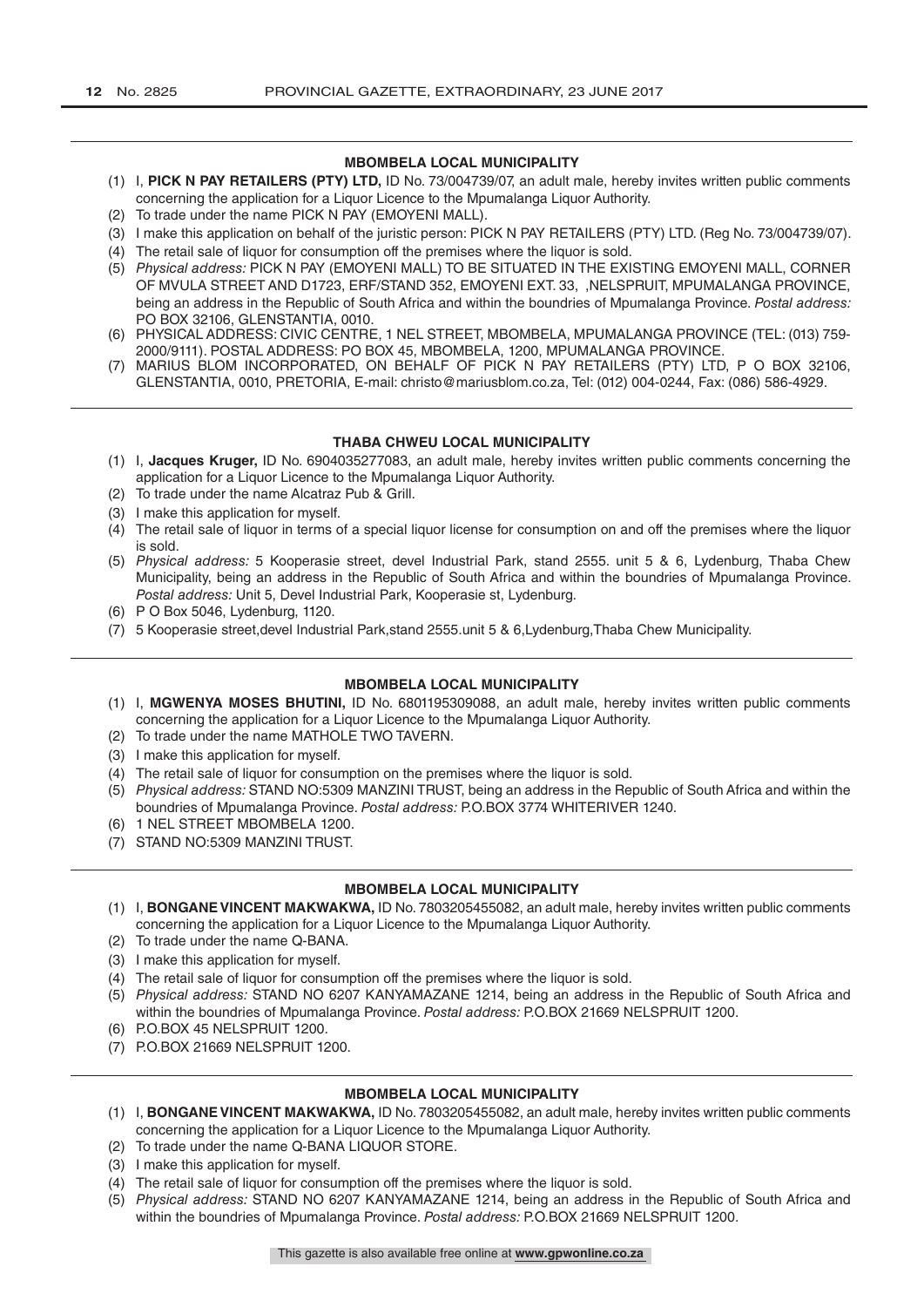### MBOMBELA LOCAL MUNICIPALITY

(1) I, **PICK N PAY RETAILERS (PTY) LTD,** ID No. 73/004739/07, an adult male, hereby invites written public comments concerning the application for a Liquor Licence to the Mpumalanga Liquor Authority.
(2) To trade under the name PICK N PAY (EMOYENI MALL).
(3) I make this application on behalf of the juristic person: PICK N PAY RETAILERS (PTY) LTD. (Reg No. 73/004739/07).
(4) The retail sale of liquor for consumption off the premises where the liquor is sold.
(5) *Physical address:* PICK N PAY (EMOYENI MALL) TO BE SITUATED IN THE EXISTING EMOYENI MALL, CORNER OF MVULA STREET AND D1723, ERF/STAND 352, EMOYENI EXT. 33, ,NELSPRUIT, MPUMALANGA PROVINCE, being an address in the Republic of South Africa and within the boundries of Mpumalanga Province. *Postal address:* PO BOX 32106, GLENSTANTIA, 0010.
(6) PHYSICAL ADDRESS: CIVIC CENTRE, 1 NEL STREET, MBOMBELA, MPUMALANGA PROVINCE (TEL: (013) 759-2000/9111). POSTAL ADDRESS: PO BOX 45, MBOMBELA, 1200, MPUMALANGA PROVINCE.
(7) MARIUS BLOM INCORPORATED, ON BEHALF OF PICK N PAY RETAILERS (PTY) LTD, P O BOX 32106, GLENSTANTIA, 0010, PRETORIA, E-mail: christo@mariusblom.co.za, Tel: (012) 004-0244, Fax: (086) 586-4929.

### THABA CHWEU LOCAL MUNICIPALITY

(1) I, **Jacques Kruger,** ID No. 6904035277083, an adult male, hereby invites written public comments concerning the application for a Liquor Licence to the Mpumalanga Liquor Authority.
(2) To trade under the name Alcatraz Pub & Grill.
(3) I make this application for myself.
(4) The retail sale of liquor in terms of a special liquor license for consumption on and off the premises where the liquor is sold.
(5) *Physical address:* 5 Kooperasie street, devel Industrial Park, stand 2555. unit 5 & 6, Lydenburg, Thaba Chew Municipality, being an address in the Republic of South Africa and within the boundries of Mpumalanga Province. *Postal address:* Unit 5, Devel Industrial Park, Kooperasie st, Lydenburg.
(6) P O Box 5046, Lydenburg, 1120.
(7) 5 Kooperasie street,devel Industrial Park,stand 2555.unit 5 & 6,Lydenburg,Thaba Chew Municipality.

### MBOMBELA LOCAL MUNICIPALITY

(1) I, **MGWENYA MOSES BHUTINI,** ID No. 6801195309088, an adult male, hereby invites written public comments concerning the application for a Liquor Licence to the Mpumalanga Liquor Authority.
(2) To trade under the name MATHOLE TWO TAVERN.
(3) I make this application for myself.
(4) The retail sale of liquor for consumption on the premises where the liquor is sold.
(5) *Physical address:* STAND NO:5309 MANZINI TRUST, being an address in the Republic of South Africa and within the boundries of Mpumalanga Province. *Postal address:* P.O.BOX 3774 WHITERIVER 1240.
(6) 1 NEL STREET MBOMBELA 1200.
(7) STAND NO:5309 MANZINI TRUST.

### MBOMBELA LOCAL MUNICIPALITY

(1) I, **BONGANE VINCENT MAKWAKWA,** ID No. 7803205455082, an adult male, hereby invites written public comments concerning the application for a Liquor Licence to the Mpumalanga Liquor Authority.
(2) To trade under the name Q-BANA.
(3) I make this application for myself.
(4) The retail sale of liquor for consumption off the premises where the liquor is sold.
(5) *Physical address:* STAND NO 6207 KANYAMAZANE 1214, being an address in the Republic of South Africa and within the boundries of Mpumalanga Province. *Postal address:* P.O.BOX 21669 NELSPRUIT 1200.
(6) P.O.BOX 45 NELSPRUIT 1200.
(7) P.O.BOX 21669 NELSPRUIT 1200.

### MBOMBELA LOCAL MUNICIPALITY

(1) I, **BONGANE VINCENT MAKWAKWA,** ID No. 7803205455082, an adult male, hereby invites written public comments concerning the application for a Liquor Licence to the Mpumalanga Liquor Authority.
(2) To trade under the name Q-BANA LIQUOR STORE.
(3) I make this application for myself.
(4) The retail sale of liquor for consumption off the premises where the liquor is sold.
(5) *Physical address:* STAND NO 6207 KANYAMAZANE 1214, being an address in the Republic of South Africa and within the boundries of Mpumalanga Province. *Postal address:* P.O.BOX 21669 NELSPRUIT 1200.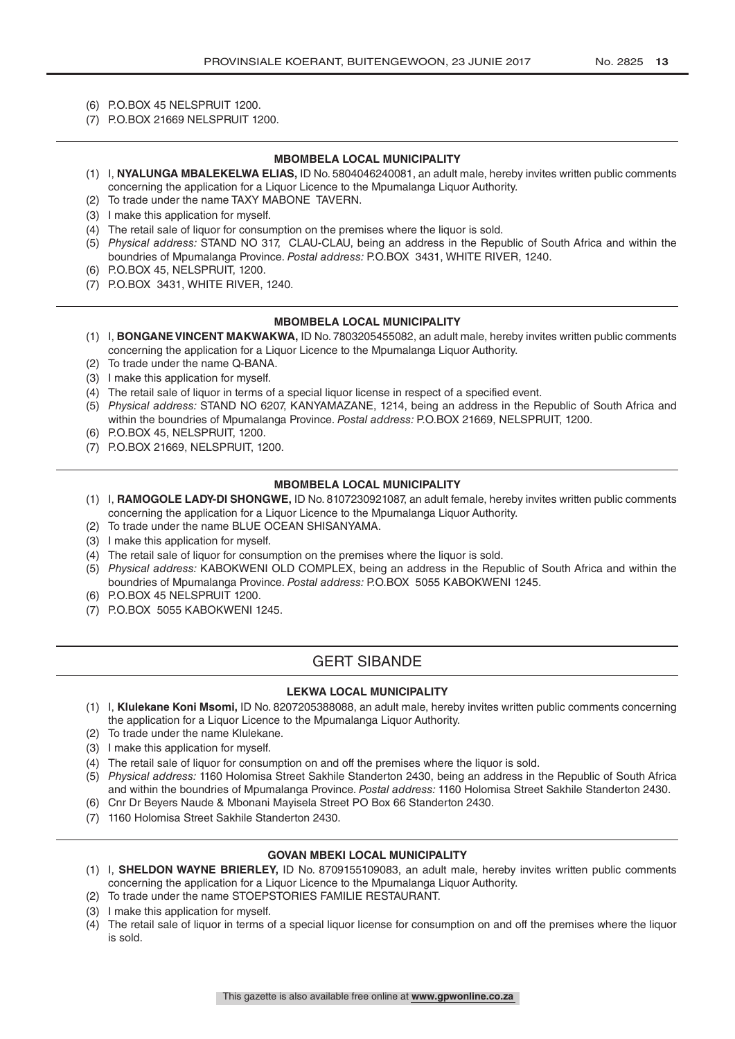(6) P.O.BOX 45 NELSPRUIT 1200.
(7) P.O.BOX 21669 NELSPRUIT 1200.

---

#### MBOMBELA LOCAL MUNICIPALITY

(1) I, **NYALUNGA MBALEKELWA ELIAS,** ID No. 5804046240081, an adult male, hereby invites written public comments concerning the application for a Liquor Licence to the Mpumalanga Liquor Authority.
(2) To trade under the name TAXY MABONE TAVERN.
(3) I make this application for myself.
(4) The retail sale of liquor for consumption on the premises where the liquor is sold.
(5) *Physical address:* STAND NO 317, CLAU-CLAU, being an address in the Republic of South Africa and within the boundries of Mpumalanga Province. *Postal address:* P.O.BOX 3431, WHITE RIVER, 1240.
(6) P.O.BOX 45, NELSPRUIT, 1200.
(7) P.O.BOX 3431, WHITE RIVER, 1240.

---

#### MBOMBELA LOCAL MUNICIPALITY

(1) I, **BONGANE VINCENT MAKWAKWA,** ID No. 7803205455082, an adult male, hereby invites written public comments concerning the application for a Liquor Licence to the Mpumalanga Liquor Authority.
(2) To trade under the name Q-BANA.
(3) I make this application for myself.
(4) The retail sale of liquor in terms of a special liquor license in respect of a specified event.
(5) *Physical address:* STAND NO 6207, KANYAMAZANE, 1214, being an address in the Republic of South Africa and within the boundries of Mpumalanga Province. *Postal address:* P.O.BOX 21669, NELSPRUIT, 1200.
(6) P.O.BOX 45, NELSPRUIT, 1200.
(7) P.O.BOX 21669, NELSPRUIT, 1200.

---

#### MBOMBELA LOCAL MUNICIPALITY

(1) I, **RAMOGOLE LADY-DI SHONGWE,** ID No. 8107230921087, an adult female, hereby invites written public comments concerning the application for a Liquor Licence to the Mpumalanga Liquor Authority.
(2) To trade under the name BLUE OCEAN SHISANYAMA.
(3) I make this application for myself.
(4) The retail sale of liquor for consumption on the premises where the liquor is sold.
(5) *Physical address:* KABOKWENI OLD COMPLEX, being an address in the Republic of South Africa and within the boundries of Mpumalanga Province. *Postal address:* P.O.BOX 5055 KABOKWENI 1245.
(6) P.O.BOX 45 NELSPRUIT 1200.
(7) P.O.BOX 5055 KABOKWENI 1245.

---

## GERT SIBANDE

#### LEKWA LOCAL MUNICIPALITY

(1) I, **Klulekane Koni Msomi,** ID No. 8207205388088, an adult male, hereby invites written public comments concerning the application for a Liquor Licence to the Mpumalanga Liquor Authority.
(2) To trade under the name Klulekane.
(3) I make this application for myself.
(4) The retail sale of liquor for consumption on and off the premises where the liquor is sold.
(5) *Physical address:* 1160 Holomisa Street Sakhile Standerton 2430, being an address in the Republic of South Africa and within the boundries of Mpumalanga Province. *Postal address:* 1160 Holomisa Street Sakhile Standerton 2430.
(6) Cnr Dr Beyers Naude & Mbonani Mayisela Street PO Box 66 Standerton 2430.
(7) 1160 Holomisa Street Sakhile Standerton 2430.

---

#### GOVAN MBEKI LOCAL MUNICIPALITY

(1) I, **SHELDON WAYNE BRIERLEY,** ID No. 8709155109083, an adult male, hereby invites written public comments concerning the application for a Liquor Licence to the Mpumalanga Liquor Authority.
(2) To trade under the name STOEPSTORIES FAMILIE RESTAURANT.
(3) I make this application for myself.
(4) The retail sale of liquor in terms of a special liquor license for consumption on and off the premises where the liquor is sold.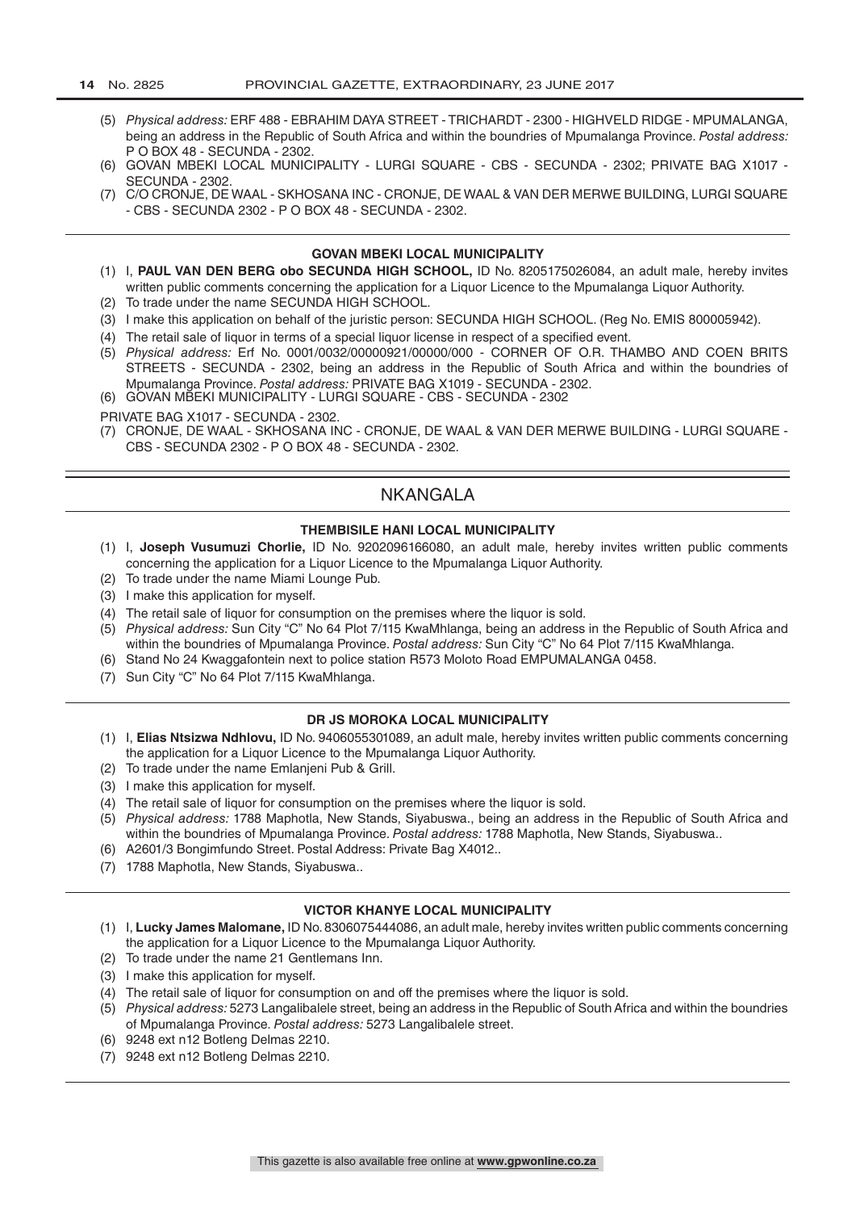(5) *Physical address:* ERF 488 - EBRAHIM DAYA STREET - TRICHARDT - 2300 - HIGHVELD RIDGE - MPUMALANGA, being an address in the Republic of South Africa and within the boundries of Mpumalanga Province. *Postal address:* P O BOX 48 - SECUNDA - 2302.

(6) GOVAN MBEKI LOCAL MUNICIPALITY - LURGI SQUARE - CBS - SECUNDA - 2302; PRIVATE BAG X1017 - SECUNDA - 2302.

(7) C/O CRONJE, DE WAAL - SKHOSANA INC - CRONJE, DE WAAL & VAN DER MERWE BUILDING, LURGI SQUARE - CBS - SECUNDA 2302 - P O BOX 48 - SECUNDA - 2302.

### GOVAN MBEKI LOCAL MUNICIPALITY

(1) I, **PAUL VAN DEN BERG obo SECUNDA HIGH SCHOOL,** ID No. 8205175026084, an adult male, hereby invites written public comments concerning the application for a Liquor Licence to the Mpumalanga Liquor Authority.

(2) To trade under the name SECUNDA HIGH SCHOOL.

(3) I make this application on behalf of the juristic person: SECUNDA HIGH SCHOOL. (Reg No. EMIS 800005942).

(4) The retail sale of liquor in terms of a special liquor license in respect of a specified event.

(5) *Physical address:* Erf No. 0001/0032/00000921/00000/000 - CORNER OF O.R. THAMBO AND COEN BRITS STREETS - SECUNDA - 2302, being an address in the Republic of South Africa and within the boundries of Mpumalanga Province. *Postal address:* PRIVATE BAG X1019 - SECUNDA - 2302.

(6) GOVAN MBEKI MUNICIPALITY - LURGI SQUARE - CBS - SECUNDA - 2302

PRIVATE BAG X1017 - SECUNDA - 2302.

(7) CRONJE, DE WAAL - SKHOSANA INC - CRONJE, DE WAAL & VAN DER MERWE BUILDING - LURGI SQUARE - CBS - SECUNDA 2302 - P O BOX 48 - SECUNDA - 2302.

## NKANGALA

### THEMBISILE HANI LOCAL MUNICIPALITY

(1) I, **Joseph Vusumuzi Chorlie,** ID No. 9202096166080, an adult male, hereby invites written public comments concerning the application for a Liquor Licence to the Mpumalanga Liquor Authority.

(2) To trade under the name Miami Lounge Pub.

(3) I make this application for myself.

(4) The retail sale of liquor for consumption on the premises where the liquor is sold.

(5) *Physical address:* Sun City "C" No 64 Plot 7/115 KwaMhlanga, being an address in the Republic of South Africa and within the boundries of Mpumalanga Province. *Postal address:* Sun City "C" No 64 Plot 7/115 KwaMhlanga.

(6) Stand No 24 Kwaggafontein next to police station R573 Moloto Road EMPUMALANGA 0458.

(7) Sun City "C" No 64 Plot 7/115 KwaMhlanga.

### DR JS MOROKA LOCAL MUNICIPALITY

(1) I, **Elias Ntsizwa Ndhlovu,** ID No. 9406055301089, an adult male, hereby invites written public comments concerning the application for a Liquor Licence to the Mpumalanga Liquor Authority.

(2) To trade under the name Emlanjeni Pub & Grill.

(3) I make this application for myself.

(4) The retail sale of liquor for consumption on the premises where the liquor is sold.

(5) *Physical address:* 1788 Maphotla, New Stands, Siyabuswa., being an address in the Republic of South Africa and within the boundries of Mpumalanga Province. *Postal address:* 1788 Maphotla, New Stands, Siyabuswa..

(6) A2601/3 Bongimfundo Street. Postal Address: Private Bag X4012..

(7) 1788 Maphotla, New Stands, Siyabuswa..

### VICTOR KHANYE LOCAL MUNICIPALITY

(1) I, **Lucky James Malomane,** ID No. 8306075444086, an adult male, hereby invites written public comments concerning the application for a Liquor Licence to the Mpumalanga Liquor Authority.

(2) To trade under the name 21 Gentlemans Inn.

(3) I make this application for myself.

(4) The retail sale of liquor for consumption on and off the premises where the liquor is sold.

(5) *Physical address:* 5273 Langalibalele street, being an address in the Republic of South Africa and within the boundries of Mpumalanga Province. *Postal address:* 5273 Langalibalele street.

(6) 9248 ext n12 Botleng Delmas 2210.

(7) 9248 ext n12 Botleng Delmas 2210.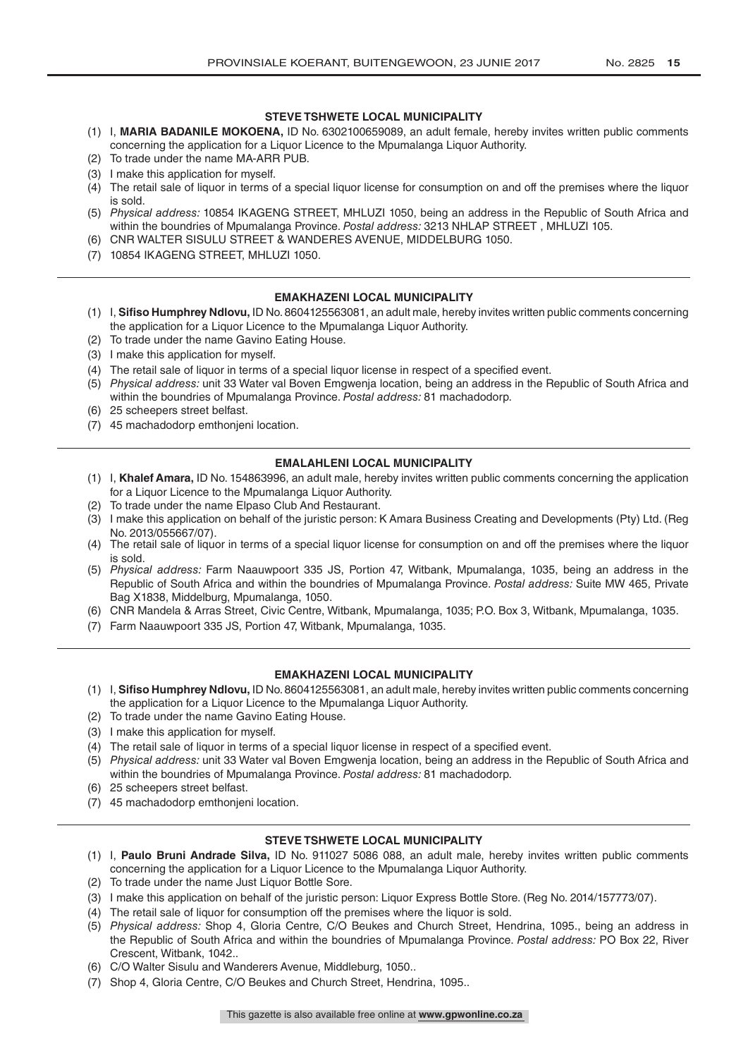### STEVE TSHWETE LOCAL MUNICIPALITY

(1) I, **MARIA BADANILE MOKOENA,** ID No. 6302100659089, an adult female, hereby invites written public comments concerning the application for a Liquor Licence to the Mpumalanga Liquor Authority.
(2) To trade under the name MA-ARR PUB.
(3) I make this application for myself.
(4) The retail sale of liquor in terms of a special liquor license for consumption on and off the premises where the liquor is sold.
(5) *Physical address:* 10854 IKAGENG STREET, MHLUZI 1050, being an address in the Republic of South Africa and within the boundries of Mpumalanga Province. *Postal address:* 3213 NHLAP STREET , MHLUZI 105.
(6) CNR WALTER SISULU STREET & WANDERES AVENUE, MIDDELBURG 1050.
(7) 10854 IKAGENG STREET, MHLUZI 1050.

---

### EMAKHAZENI LOCAL MUNICIPALITY

(1) I, **Sifiso Humphrey Ndlovu,** ID No. 8604125563081, an adult male, hereby invites written public comments concerning the application for a Liquor Licence to the Mpumalanga Liquor Authority.
(2) To trade under the name Gavino Eating House.
(3) I make this application for myself.
(4) The retail sale of liquor in terms of a special liquor license in respect of a specified event.
(5) *Physical address:* unit 33 Water val Boven Emgwenja location, being an address in the Republic of South Africa and within the boundries of Mpumalanga Province. *Postal address:* 81 machadodorp.
(6) 25 scheepers street belfast.
(7) 45 machadodorp emthonjeni location.

---

### EMALAHLENI LOCAL MUNICIPALITY

(1) I, **Khalef Amara,** ID No. 154863996, an adult male, hereby invites written public comments concerning the application for a Liquor Licence to the Mpumalanga Liquor Authority.
(2) To trade under the name Elpaso Club And Restaurant.
(3) I make this application on behalf of the juristic person: K Amara Business Creating and Developments (Pty) Ltd. (Reg No. 2013/055667/07).
(4) The retail sale of liquor in terms of a special liquor license for consumption on and off the premises where the liquor is sold.
(5) *Physical address:* Farm Naauwpoort 335 JS, Portion 47, Witbank, Mpumalanga, 1035, being an address in the Republic of South Africa and within the boundries of Mpumalanga Province. *Postal address:* Suite MW 465, Private Bag X1838, Middelburg, Mpumalanga, 1050.
(6) CNR Mandela & Arras Street, Civic Centre, Witbank, Mpumalanga, 1035; P.O. Box 3, Witbank, Mpumalanga, 1035.
(7) Farm Naauwpoort 335 JS, Portion 47, Witbank, Mpumalanga, 1035.

---

### EMAKHAZENI LOCAL MUNICIPALITY

(1) I, **Sifiso Humphrey Ndlovu,** ID No. 8604125563081, an adult male, hereby invites written public comments concerning the application for a Liquor Licence to the Mpumalanga Liquor Authority.
(2) To trade under the name Gavino Eating House.
(3) I make this application for myself.
(4) The retail sale of liquor in terms of a special liquor license in respect of a specified event.
(5) *Physical address:* unit 33 Water val Boven Emgwenja location, being an address in the Republic of South Africa and within the boundries of Mpumalanga Province. *Postal address:* 81 machadodorp.
(6) 25 scheepers street belfast.
(7) 45 machadodorp emthonjeni location.

---

### STEVE TSHWETE LOCAL MUNICIPALITY

(1) I, **Paulo Bruni Andrade Silva,** ID No. 911027 5086 088, an adult male, hereby invites written public comments concerning the application for a Liquor Licence to the Mpumalanga Liquor Authority.
(2) To trade under the name Just Liquor Bottle Sore.
(3) I make this application on behalf of the juristic person: Liquor Express Bottle Store. (Reg No. 2014/157773/07).
(4) The retail sale of liquor for consumption off the premises where the liquor is sold.
(5) *Physical address:* Shop 4, Gloria Centre, C/O Beukes and Church Street, Hendrina, 1095., being an address in the Republic of South Africa and within the boundries of Mpumalanga Province. *Postal address:* PO Box 22, River Crescent, Witbank, 1042..
(6) C/O Walter Sisulu and Wanderers Avenue, Middleburg, 1050..
(7) Shop 4, Gloria Centre, C/O Beukes and Church Street, Hendrina, 1095..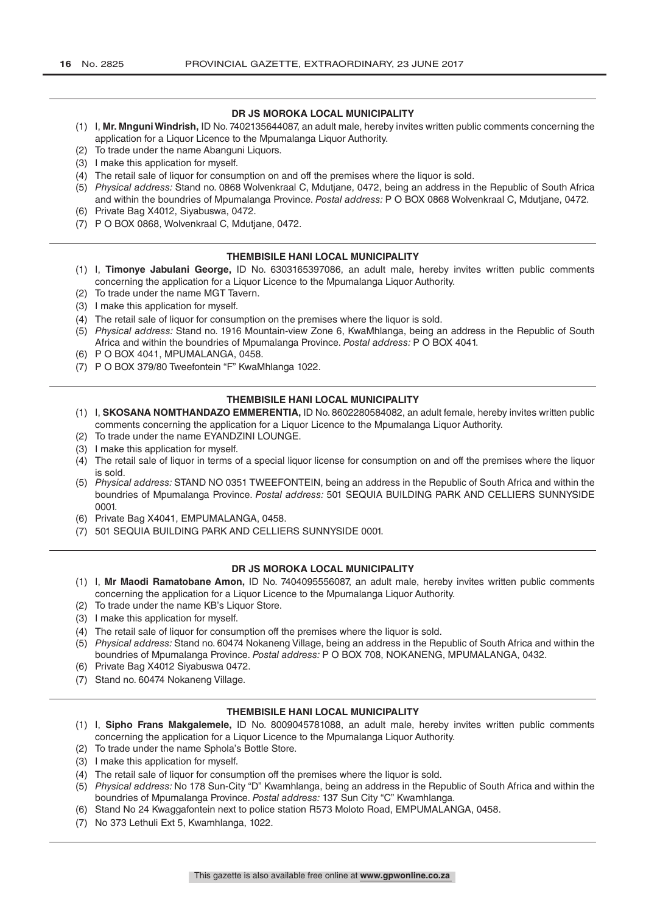**DR JS MOROKA LOCAL MUNICIPALITY**

(1) I, **Mr. Mnguni Windrish,** ID No. 7402135644087, an adult male, hereby invites written public comments concerning the application for a Liquor Licence to the Mpumalanga Liquor Authority.
(2) To trade under the name Abanguni Liquors.
(3) I make this application for myself.
(4) The retail sale of liquor for consumption on and off the premises where the liquor is sold.
(5) *Physical address:* Stand no. 0868 Wolvenkraal C, Mdutjane, 0472, being an address in the Republic of South Africa and within the boundries of Mpumalanga Province. *Postal address:* P O BOX 0868 Wolvenkraal C, Mdutjane, 0472.
(6) Private Bag X4012, Siyabuswa, 0472.
(7) P O BOX 0868, Wolvenkraal C, Mdutjane, 0472.

---

**THEMBISILE HANI LOCAL MUNICIPALITY**

(1) I, **Timonye Jabulani George,** ID No. 6303165397086, an adult male, hereby invites written public comments concerning the application for a Liquor Licence to the Mpumalanga Liquor Authority.
(2) To trade under the name MGT Tavern.
(3) I make this application for myself.
(4) The retail sale of liquor for consumption on the premises where the liquor is sold.
(5) *Physical address:* Stand no. 1916 Mountain-view Zone 6, KwaMhlanga, being an address in the Republic of South Africa and within the boundries of Mpumalanga Province. *Postal address:* P O BOX 4041.
(6) P O BOX 4041, MPUMALANGA, 0458.
(7) P O BOX 379/80 Tweefontein "F" KwaMhlanga 1022.

---

**THEMBISILE HANI LOCAL MUNICIPALITY**

(1) I, **SKOSANA NOMTHANDAZO EMMERENTIA,** ID No. 8602280584082, an adult female, hereby invites written public comments concerning the application for a Liquor Licence to the Mpumalanga Liquor Authority.
(2) To trade under the name EYANDZINI LOUNGE.
(3) I make this application for myself.
(4) The retail sale of liquor in terms of a special liquor license for consumption on and off the premises where the liquor is sold.
(5) *Physical address:* STAND NO 0351 TWEEFONTEIN, being an address in the Republic of South Africa and within the boundries of Mpumalanga Province. *Postal address:* 501 SEQUIA BUILDING PARK AND CELLIERS SUNNYSIDE 0001.
(6) Private Bag X4041, EMPUMALANGA, 0458.
(7) 501 SEQUIA BUILDING PARK AND CELLIERS SUNNYSIDE 0001.

---

**DR JS MOROKA LOCAL MUNICIPALITY**

(1) I, **Mr Maodi Ramatobane Amon,** ID No. 7404095556087, an adult male, hereby invites written public comments concerning the application for a Liquor Licence to the Mpumalanga Liquor Authority.
(2) To trade under the name KB's Liquor Store.
(3) I make this application for myself.
(4) The retail sale of liquor for consumption off the premises where the liquor is sold.
(5) *Physical address:* Stand no. 60474 Nokaneng Village, being an address in the Republic of South Africa and within the boundries of Mpumalanga Province. *Postal address:* P O BOX 708, NOKANENG, MPUMALANGA, 0432.
(6) Private Bag X4012 Siyabuswa 0472.
(7) Stand no. 60474 Nokaneng Village.

---

**THEMBISILE HANI LOCAL MUNICIPALITY**

(1) I, **Sipho Frans Makgalemele,** ID No. 8009045781088, an adult male, hereby invites written public comments concerning the application for a Liquor Licence to the Mpumalanga Liquor Authority.
(2) To trade under the name Sphola's Bottle Store.
(3) I make this application for myself.
(4) The retail sale of liquor for consumption off the premises where the liquor is sold.
(5) *Physical address:* No 178 Sun-City "D" Kwamhlanga, being an address in the Republic of South Africa and within the boundries of Mpumalanga Province. *Postal address:* 137 Sun City "C" Kwamhlanga.
(6) Stand No 24 Kwaggafontein next to police station R573 Moloto Road, EMPUMALANGA, 0458.
(7) No 373 Lethuli Ext 5, Kwamhlanga, 1022.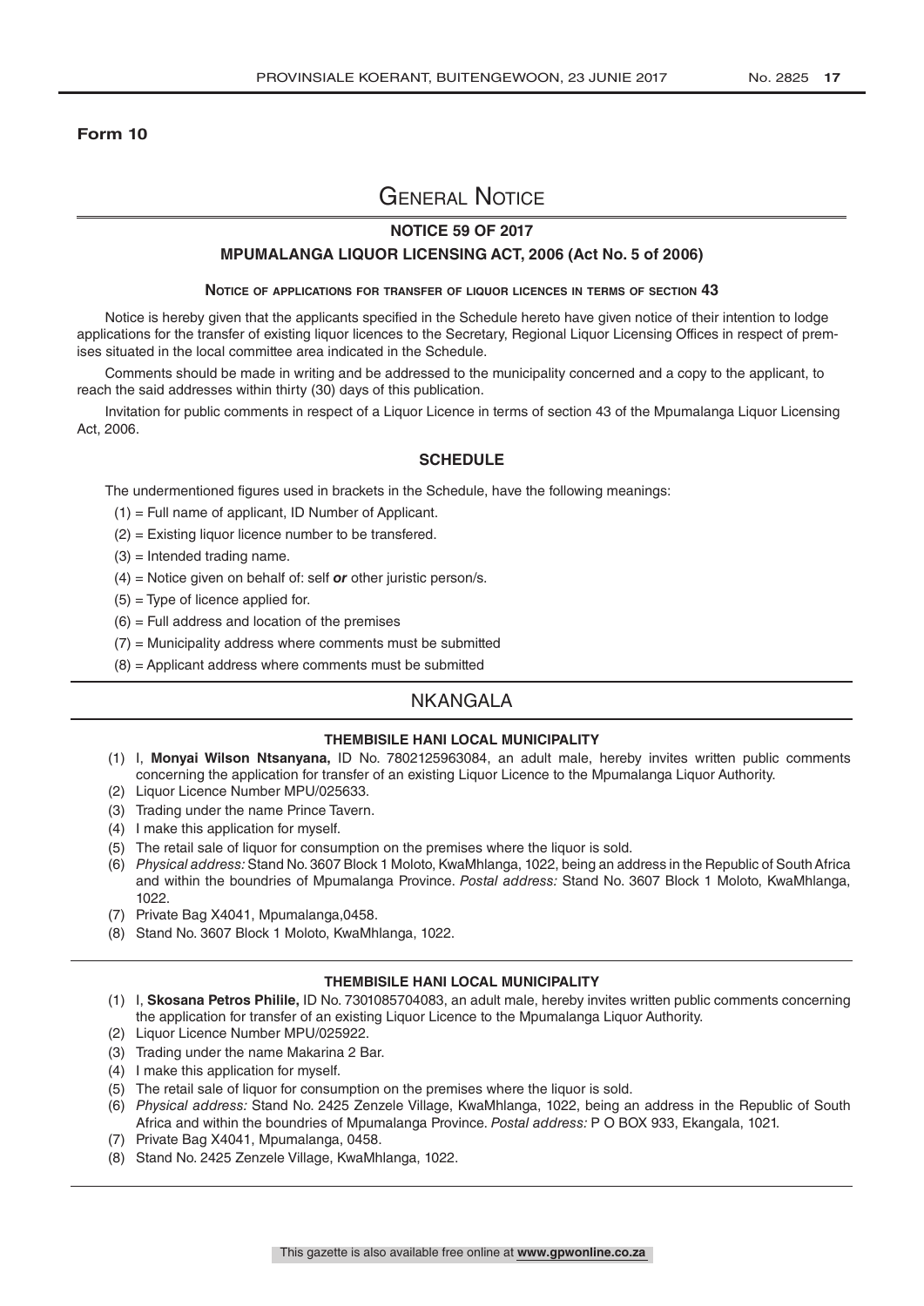**Form 10**

# General Notice

## NOTICE 59 OF 2017

### MPUMALANGA LIQUOR LICENSING ACT, 2006 (Act No. 5 of 2006)

**Notice of applications for transfer of liquor licences in terms of section 43**

Notice is hereby given that the applicants specified in the Schedule hereto have given notice of their intention to lodge applications for the transfer of existing liquor licences to the Secretary, Regional Liquor Licensing Offices in respect of premises situated in the local committee area indicated in the Schedule.

Comments should be made in writing and be addressed to the municipality concerned and a copy to the applicant, to reach the said addresses within thirty (30) days of this publication.

Invitation for public comments in respect of a Liquor Licence in terms of section 43 of the Mpumalanga Liquor Licensing Act, 2006.

### SCHEDULE

The undermentioned figures used in brackets in the Schedule, have the following meanings:

(1) = Full name of applicant, ID Number of Applicant.

(2) = Existing liquor licence number to be transfered.

(3) = Intended trading name.

(4) = Notice given on behalf of: self ***or*** other juristic person/s.

(5) = Type of licence applied for.

(6) = Full address and location of the premises

(7) = Municipality address where comments must be submitted

(8) = Applicant address where comments must be submitted

## NKANGALA

**THEMBISILE HANI LOCAL MUNICIPALITY**

(1) I, **Monyai Wilson Ntsanyana,** ID No. 7802125963084, an adult male, hereby invites written public comments concerning the application for transfer of an existing Liquor Licence to the Mpumalanga Liquor Authority.

(2) Liquor Licence Number MPU/025633.

(3) Trading under the name Prince Tavern.

(4) I make this application for myself.

(5) The retail sale of liquor for consumption on the premises where the liquor is sold.

(6) *Physical address:* Stand No. 3607 Block 1 Moloto, KwaMhlanga, 1022, being an address in the Republic of South Africa and within the boundries of Mpumalanga Province. *Postal address:* Stand No. 3607 Block 1 Moloto, KwaMhlanga, 1022.

(7) Private Bag X4041, Mpumalanga,0458.

(8) Stand No. 3607 Block 1 Moloto, KwaMhlanga, 1022.

**THEMBISILE HANI LOCAL MUNICIPALITY**

(1) I, **Skosana Petros Philile,** ID No. 7301085704083, an adult male, hereby invites written public comments concerning the application for transfer of an existing Liquor Licence to the Mpumalanga Liquor Authority.

(2) Liquor Licence Number MPU/025922.

(3) Trading under the name Makarina 2 Bar.

(4) I make this application for myself.

(5) The retail sale of liquor for consumption on the premises where the liquor is sold.

(6) *Physical address:* Stand No. 2425 Zenzele Village, KwaMhlanga, 1022, being an address in the Republic of South Africa and within the boundries of Mpumalanga Province. *Postal address:* P O BOX 933, Ekangala, 1021.

(7) Private Bag X4041, Mpumalanga, 0458.

(8) Stand No. 2425 Zenzele Village, KwaMhlanga, 1022.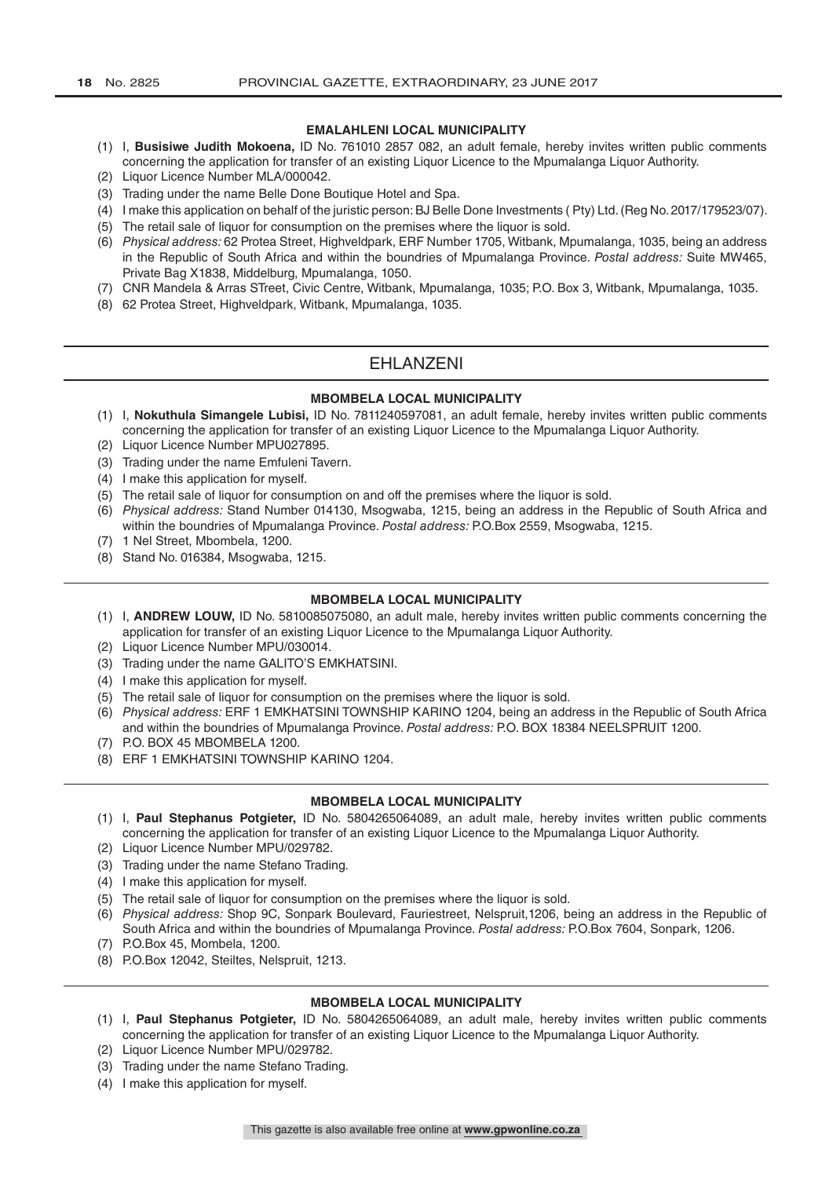#### EMALAHLENI LOCAL MUNICIPALITY

(1) I, **Busisiwe Judith Mokoena,** ID No. 761010 2857 082, an adult female, hereby invites written public comments concerning the application for transfer of an existing Liquor Licence to the Mpumalanga Liquor Authority.
(2) Liquor Licence Number MLA/000042.
(3) Trading under the name Belle Done Boutique Hotel and Spa.
(4) I make this application on behalf of the juristic person: BJ Belle Done Investments ( Pty) Ltd. (Reg No. 2017/179523/07).
(5) The retail sale of liquor for consumption on the premises where the liquor is sold.
(6) *Physical address:* 62 Protea Street, Highveldpark, ERF Number 1705, Witbank, Mpumalanga, 1035, being an address in the Republic of South Africa and within the boundries of Mpumalanga Province. *Postal address:* Suite MW465, Private Bag X1838, Middelburg, Mpumalanga, 1050.
(7) CNR Mandela & Arras STreet, Civic Centre, Witbank, Mpumalanga, 1035; P.O. Box 3, Witbank, Mpumalanga, 1035.
(8) 62 Protea Street, Highveldpark, Witbank, Mpumalanga, 1035.

## EHLANZENI

#### MBOMBELA LOCAL MUNICIPALITY

(1) I, **Nokuthula Simangele Lubisi,** ID No. 7811240597081, an adult female, hereby invites written public comments concerning the application for transfer of an existing Liquor Licence to the Mpumalanga Liquor Authority.
(2) Liquor Licence Number MPU027895.
(3) Trading under the name Emfuleni Tavern.
(4) I make this application for myself.
(5) The retail sale of liquor for consumption on and off the premises where the liquor is sold.
(6) *Physical address:* Stand Number 014130, Msogwaba, 1215, being an address in the Republic of South Africa and within the boundries of Mpumalanga Province. *Postal address:* P.O.Box 2559, Msogwaba, 1215.
(7) 1 Nel Street, Mbombela, 1200.
(8) Stand No. 016384, Msogwaba, 1215.

#### MBOMBELA LOCAL MUNICIPALITY

(1) I, **ANDREW LOUW,** ID No. 5810085075080, an adult male, hereby invites written public comments concerning the application for transfer of an existing Liquor Licence to the Mpumalanga Liquor Authority.
(2) Liquor Licence Number MPU/030014.
(3) Trading under the name GALITO'S EMKHATSINI.
(4) I make this application for myself.
(5) The retail sale of liquor for consumption on the premises where the liquor is sold.
(6) *Physical address:* ERF 1 EMKHATSINI TOWNSHIP KARINO 1204, being an address in the Republic of South Africa and within the boundries of Mpumalanga Province. *Postal address:* P.O. BOX 18384 NEELSPRUIT 1200.
(7) P.O. BOX 45 MBOMBELA 1200.
(8) ERF 1 EMKHATSINI TOWNSHIP KARINO 1204.

#### MBOMBELA LOCAL MUNICIPALITY

(1) I, **Paul Stephanus Potgieter,** ID No. 5804265064089, an adult male, hereby invites written public comments concerning the application for transfer of an existing Liquor Licence to the Mpumalanga Liquor Authority.
(2) Liquor Licence Number MPU/029782.
(3) Trading under the name Stefano Trading.
(4) I make this application for myself.
(5) The retail sale of liquor for consumption on the premises where the liquor is sold.
(6) *Physical address:* Shop 9C, Sonpark Boulevard, Fauriestreet, Nelspruit,1206, being an address in the Republic of South Africa and within the boundries of Mpumalanga Province. *Postal address:* P.O.Box 7604, Sonpark, 1206.
(7) P.O.Box 45, Mombela, 1200.
(8) P.O.Box 12042, Steiltes, Nelspruit, 1213.

#### MBOMBELA LOCAL MUNICIPALITY

(1) I, **Paul Stephanus Potgieter,** ID No. 5804265064089, an adult male, hereby invites written public comments concerning the application for transfer of an existing Liquor Licence to the Mpumalanga Liquor Authority.
(2) Liquor Licence Number MPU/029782.
(3) Trading under the name Stefano Trading.
(4) I make this application for myself.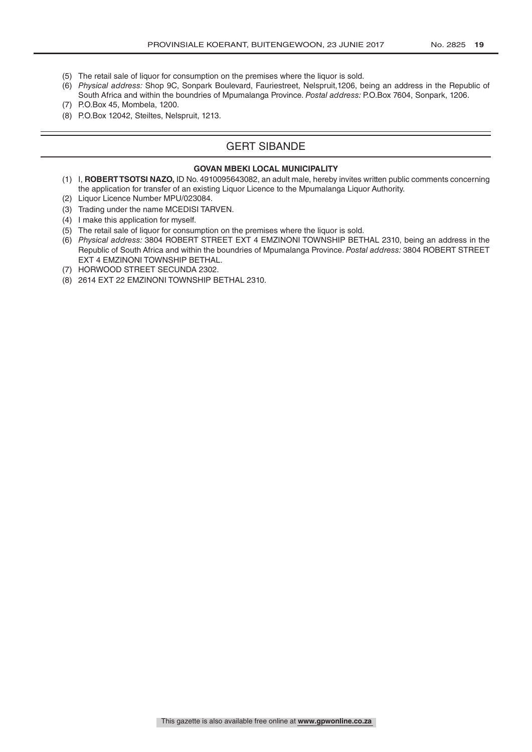(5) The retail sale of liquor for consumption on the premises where the liquor is sold.
(6) *Physical address:* Shop 9C, Sonpark Boulevard, Fauriestreet, Nelspruit,1206, being an address in the Republic of South Africa and within the boundries of Mpumalanga Province. *Postal address:* P.O.Box 7604, Sonpark, 1206.
(7) P.O.Box 45, Mombela, 1200.
(8) P.O.Box 12042, Steiltes, Nelspruit, 1213.

## GERT SIBANDE

### GOVAN MBEKI LOCAL MUNICIPALITY

(1) I, **ROBERT TSOTSI NAZO,** ID No. 4910095643082, an adult male, hereby invites written public comments concerning the application for transfer of an existing Liquor Licence to the Mpumalanga Liquor Authority.
(2) Liquor Licence Number MPU/023084.
(3) Trading under the name MCEDISI TARVEN.
(4) I make this application for myself.
(5) The retail sale of liquor for consumption on the premises where the liquor is sold.
(6) *Physical address:* 3804 ROBERT STREET EXT 4 EMZINONI TOWNSHIP BETHAL 2310, being an address in the Republic of South Africa and within the boundries of Mpumalanga Province. *Postal address:* 3804 ROBERT STREET EXT 4 EMZINONI TOWNSHIP BETHAL.
(7) HORWOOD STREET SECUNDA 2302.
(8) 2614 EXT 22 EMZINONI TOWNSHIP BETHAL 2310.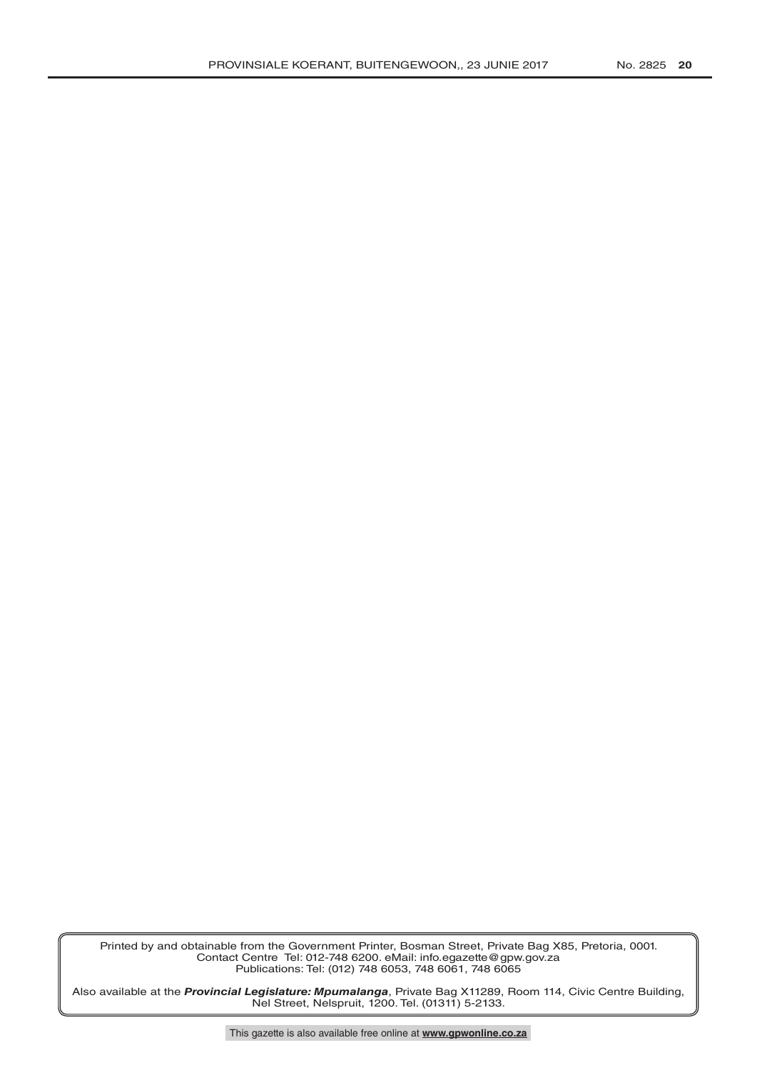Printed by and obtainable from the Government Printer, Bosman Street, Private Bag X85, Pretoria, 0001.
Contact Centre Tel: 012-748 6200. eMail: info.egazette@gpw.gov.za
Publications: Tel: (012) 748 6053, 748 6061, 748 6065

Also available at the ***Provincial Legislature: Mpumalanga***, Private Bag X11289, Room 114, Civic Centre Building, Nel Street, Nelspruit, 1200. Tel. (01311) 5-2133.

This gazette is also available free online at **www.gpwonline.co.za**